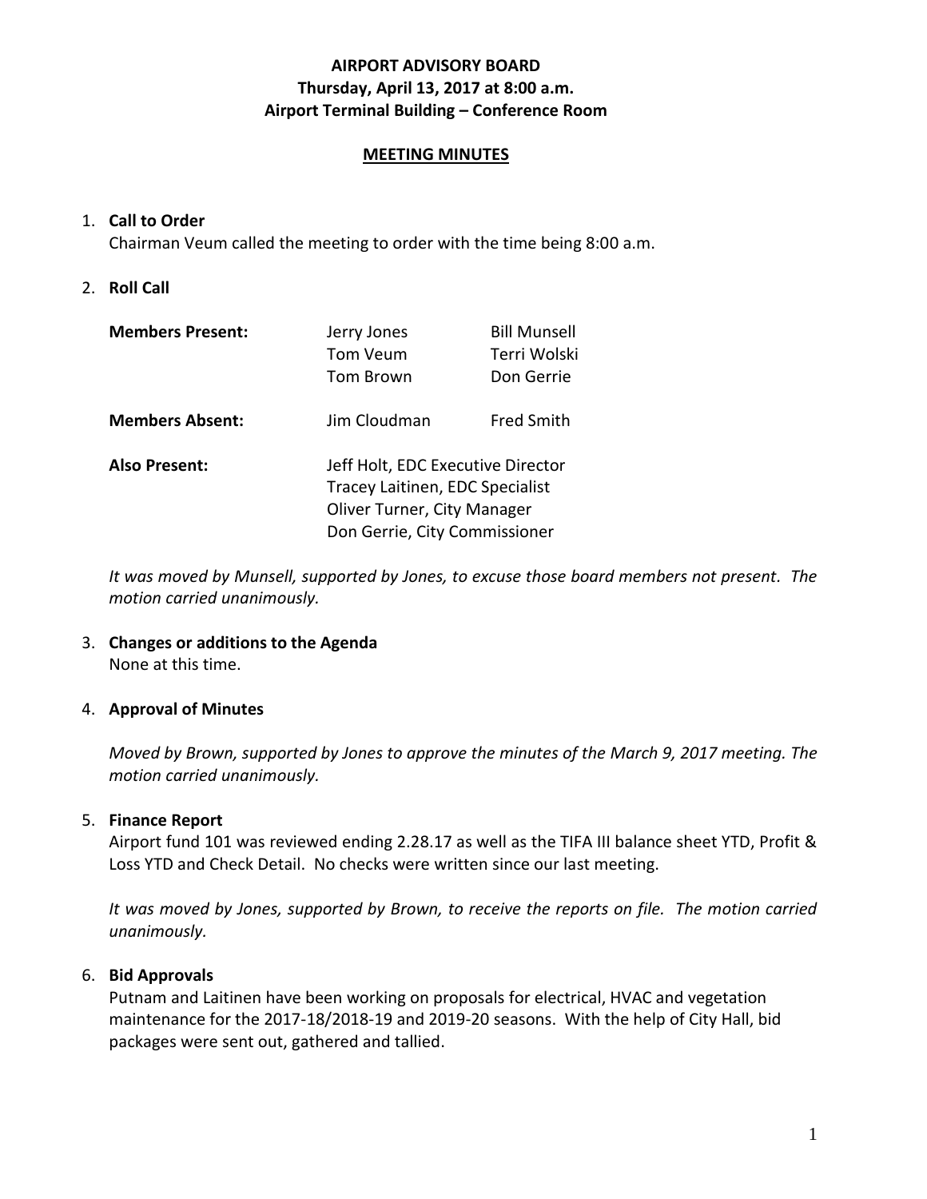**AIRPORT ADVISORY BOARD**
**Thursday, April 13, 2017 at 8:00 a.m.**
**Airport Terminal Building – Conference Room**

**MEETING MINUTES**

1. **Call to Order**
   Chairman Veum called the meeting to order with the time being 8:00 a.m.

2. **Roll Call**

| | | |
|---|---|---|
| **Members Present:** | Jerry Jones | Bill Munsell |
| | Tom Veum | Terri Wolski |
| | Tom Brown | Don Gerrie |
| **Members Absent:** | Jim Cloudman | Fred Smith |
| **Also Present:** | Jeff Holt, EDC Executive Director | |
| | Tracey Laitinen, EDC Specialist | |
| | Oliver Turner, City Manager | |
| | Don Gerrie, City Commissioner | |

   *It was moved by Munsell, supported by Jones, to excuse those board members not present. The motion carried unanimously.*

3. **Changes or additions to the Agenda**
   None at this time.

4. **Approval of Minutes**

   *Moved by Brown, supported by Jones to approve the minutes of the March 9, 2017 meeting. The motion carried unanimously.*

5. **Finance Report**
   Airport fund 101 was reviewed ending 2.28.17 as well as the TIFA III balance sheet YTD, Profit & Loss YTD and Check Detail. No checks were written since our last meeting.

   *It was moved by Jones, supported by Brown, to receive the reports on file. The motion carried unanimously.*

6. **Bid Approvals**
   Putnam and Laitinen have been working on proposals for electrical, HVAC and vegetation maintenance for the 2017-18/2018-19 and 2019-20 seasons. With the help of City Hall, bid packages were sent out, gathered and tallied.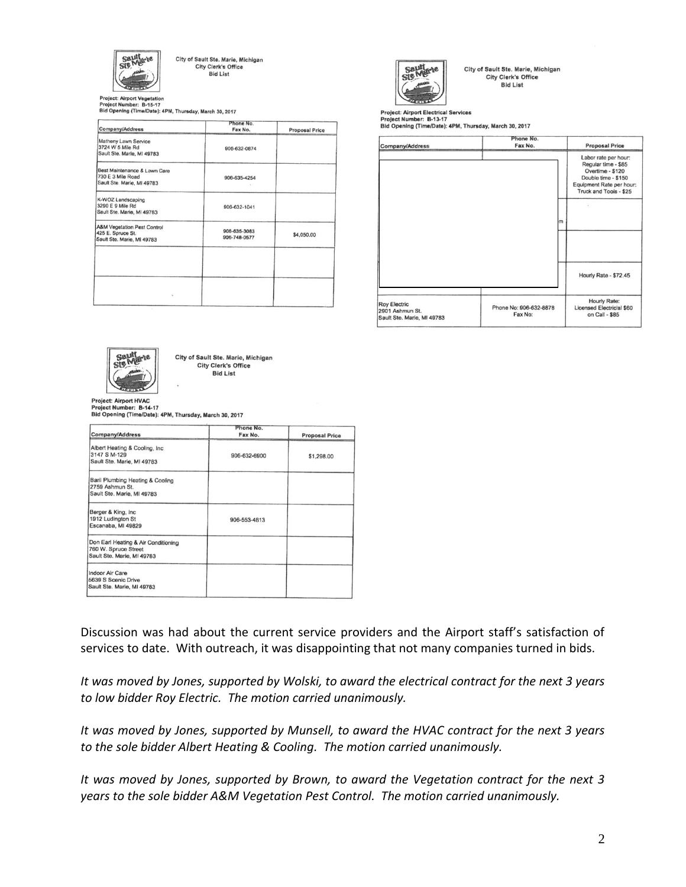City of Sault Ste. Marie, Michigan
City Clerk's Office
Bid List

Project: Airport Vegetation
Project Number: B-15-17
Bid Opening (Time/Date): 4PM, Thursday, March 30, 2017

| Company/Address | Phone No. Fax No. | Proposal Price |
|---|---|---|
| Matheny Lawn Service 3724 W 5 Mile Rd Sault Ste. Marie, MI 49783 | 906-632-0874 | |
| Best Maintenance & Lawn Care 730 E 3 Mile Road Sault Ste. Marie, MI 49783 | 906-635-4254 | |
| K-WOZ Landscaping 3290 E 9 Mile Rd Sault Ste. Marie, MI 49783 | 906-632-1041 | |
| A&M Vegetation Pest Control 425 E. Spruce St. Sault Ste. Marie, MI 49783 | 906-635-3083 906-748-0577 | $4,050.00 |
| | | |
| | | |

City of Sault Ste. Marie, Michigan
City Clerk's Office
Bid List

Project: Airport Electrical Services
Project Number: B-13-17
Bid Opening (Time/Date): 4PM, Thursday, March 30, 2017

| Company/Address | Phone No. Fax No. | Proposal Price |
|---|---|---|
| | | Labor rate per hour: Regular time - $85 Overtime - $120 Double time - $150 Equipment Rate per hour: Truck and Tools - $25 |
| | | |
| | | |
| | | Hourly Rate - $72.45 |
| Roy Electric 2901 Ashmun St. Sault Ste. Marie, MI 49783 | Phone No: 906-632-8878 Fax No: | Hourly Rate: Licensed Electrical $60 on Call - $85 |

City of Sault Ste. Marie, Michigan
City Clerk's Office
Bid List

Project: Airport HVAC
Project Number: B-14-17
Bid Opening (Time/Date): 4PM, Thursday, March 30, 2017

| Company/Address | Phone No. Fax No. | Proposal Price |
|---|---|---|
| Albert Heating & Cooling, Inc 3147 S M-129 Sault Ste. Marie, MI 49783 | 906-632-6900 | $1,298.00 |
| Baril Plumbing Heating & Cooling 2759 Ashmun St. Sault Ste. Marie, MI 49783 | | |
| Berger & King, Inc 1912 Ludington St Escanaba, MI 49829 | 906-553-4813 | |
| Don Earl Heating & Air Conditioning 760 W. Spruce Street Sault Ste. Marie, MI 49783 | | |
| Indoor Air Care 5639 S Scenic Drive Sault Ste. Marie, MI 49783 | | |

Discussion was had about the current service providers and the Airport staff's satisfaction of services to date. With outreach, it was disappointing that not many companies turned in bids.

*It was moved by Jones, supported by Wolski, to award the electrical contract for the next 3 years to low bidder Roy Electric. The motion carried unanimously.*

*It was moved by Jones, supported by Munsell, to award the HVAC contract for the next 3 years to the sole bidder Albert Heating & Cooling. The motion carried unanimously.*

*It was moved by Jones, supported by Brown, to award the Vegetation contract for the next 3 years to the sole bidder A&M Vegetation Pest Control. The motion carried unanimously.*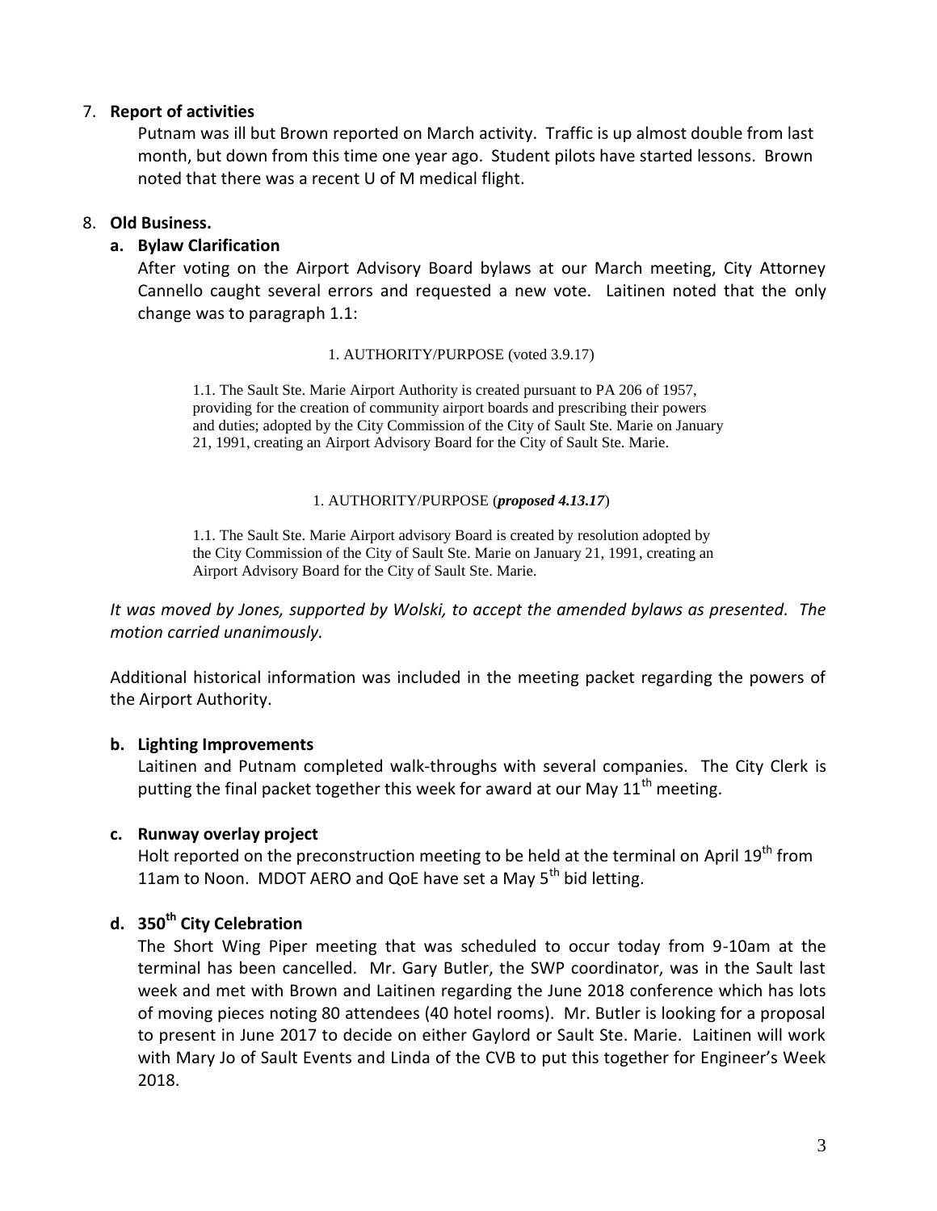7. **Report of activities**

   Putnam was ill but Brown reported on March activity. Traffic is up almost double from last month, but down from this time one year ago. Student pilots have started lessons. Brown noted that there was a recent U of M medical flight.

8. **Old Business.**

   **a. Bylaw Clarification**

   After voting on the Airport Advisory Board bylaws at our March meeting, City Attorney Cannello caught several errors and requested a new vote. Laitinen noted that the only change was to paragraph 1.1:

   1. AUTHORITY/PURPOSE (voted 3.9.17)

   1.1. The Sault Ste. Marie Airport Authority is created pursuant to PA 206 of 1957, providing for the creation of community airport boards and prescribing their powers and duties; adopted by the City Commission of the City of Sault Ste. Marie on January 21, 1991, creating an Airport Advisory Board for the City of Sault Ste. Marie.

   1. AUTHORITY/PURPOSE (***proposed 4.13.17***)

   1.1. The Sault Ste. Marie Airport advisory Board is created by resolution adopted by the City Commission of the City of Sault Ste. Marie on January 21, 1991, creating an Airport Advisory Board for the City of Sault Ste. Marie.

   *It was moved by Jones, supported by Wolski, to accept the amended bylaws as presented. The motion carried unanimously.*

   Additional historical information was included in the meeting packet regarding the powers of the Airport Authority.

   **b. Lighting Improvements**

   Laitinen and Putnam completed walk-throughs with several companies. The City Clerk is putting the final packet together this week for award at our May 11th meeting.

   **c. Runway overlay project**

   Holt reported on the preconstruction meeting to be held at the terminal on April 19th from 11am to Noon. MDOT AERO and QoE have set a May 5th bid letting.

   **d. 350th City Celebration**

   The Short Wing Piper meeting that was scheduled to occur today from 9-10am at the terminal has been cancelled. Mr. Gary Butler, the SWP coordinator, was in the Sault last week and met with Brown and Laitinen regarding the June 2018 conference which has lots of moving pieces noting 80 attendees (40 hotel rooms). Mr. Butler is looking for a proposal to present in June 2017 to decide on either Gaylord or Sault Ste. Marie. Laitinen will work with Mary Jo of Sault Events and Linda of the CVB to put this together for Engineer's Week 2018.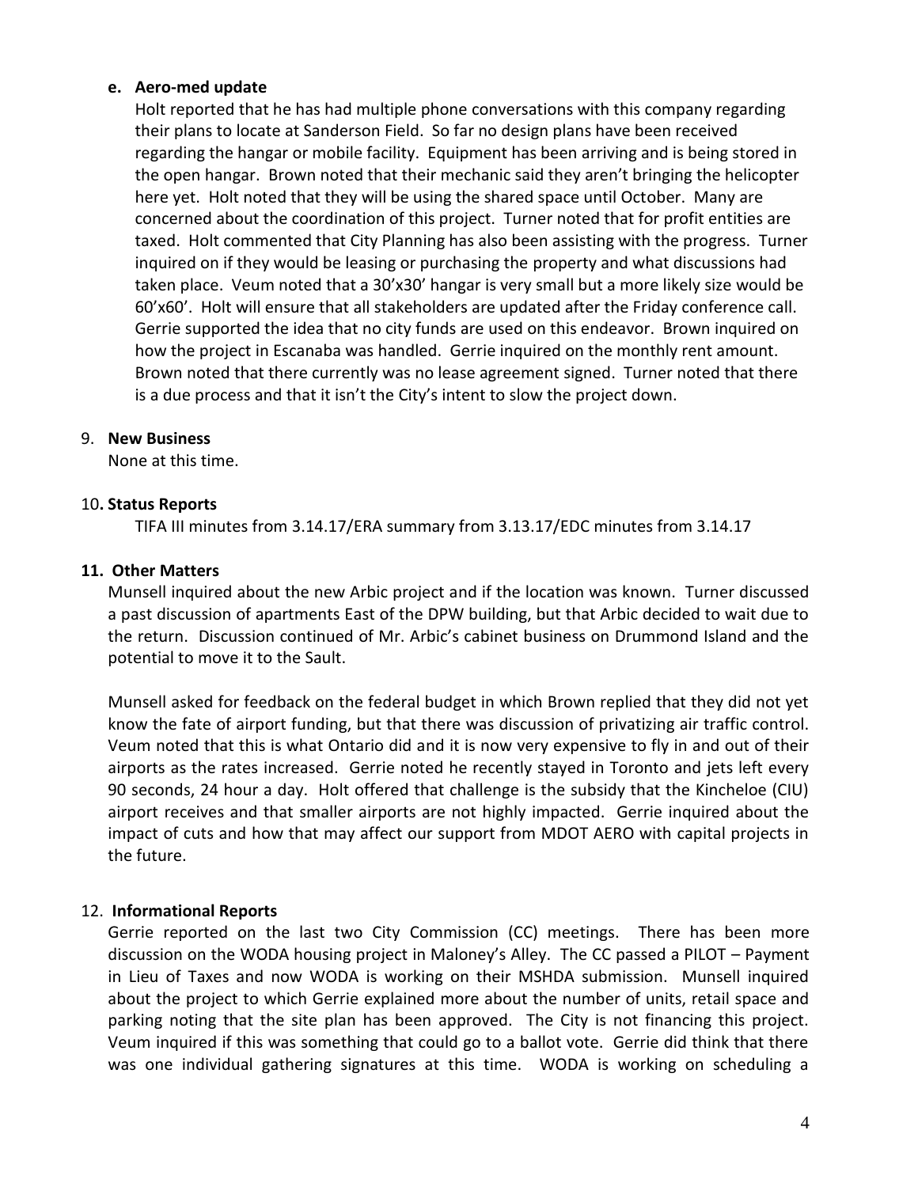**e. Aero-med update**

Holt reported that he has had multiple phone conversations with this company regarding their plans to locate at Sanderson Field. So far no design plans have been received regarding the hangar or mobile facility. Equipment has been arriving and is being stored in the open hangar. Brown noted that their mechanic said they aren't bringing the helicopter here yet. Holt noted that they will be using the shared space until October. Many are concerned about the coordination of this project. Turner noted that for profit entities are taxed. Holt commented that City Planning has also been assisting with the progress. Turner inquired on if they would be leasing or purchasing the property and what discussions had taken place. Veum noted that a 30'x30' hangar is very small but a more likely size would be 60'x60'. Holt will ensure that all stakeholders are updated after the Friday conference call. Gerrie supported the idea that no city funds are used on this endeavor. Brown inquired on how the project in Escanaba was handled. Gerrie inquired on the monthly rent amount. Brown noted that there currently was no lease agreement signed. Turner noted that there is a due process and that it isn't the City's intent to slow the project down.

9. **New Business**

None at this time.

10. **Status Reports**

TIFA III minutes from 3.14.17/ERA summary from 3.13.17/EDC minutes from 3.14.17

**11. Other Matters**

Munsell inquired about the new Arbic project and if the location was known. Turner discussed a past discussion of apartments East of the DPW building, but that Arbic decided to wait due to the return. Discussion continued of Mr. Arbic's cabinet business on Drummond Island and the potential to move it to the Sault.

Munsell asked for feedback on the federal budget in which Brown replied that they did not yet know the fate of airport funding, but that there was discussion of privatizing air traffic control. Veum noted that this is what Ontario did and it is now very expensive to fly in and out of their airports as the rates increased. Gerrie noted he recently stayed in Toronto and jets left every 90 seconds, 24 hour a day. Holt offered that challenge is the subsidy that the Kincheloe (CIU) airport receives and that smaller airports are not highly impacted. Gerrie inquired about the impact of cuts and how that may affect our support from MDOT AERO with capital projects in the future.

12. **Informational Reports**

Gerrie reported on the last two City Commission (CC) meetings. There has been more discussion on the WODA housing project in Maloney's Alley. The CC passed a PILOT – Payment in Lieu of Taxes and now WODA is working on their MSHDA submission. Munsell inquired about the project to which Gerrie explained more about the number of units, retail space and parking noting that the site plan has been approved. The City is not financing this project. Veum inquired if this was something that could go to a ballot vote. Gerrie did think that there was one individual gathering signatures at this time. WODA is working on scheduling a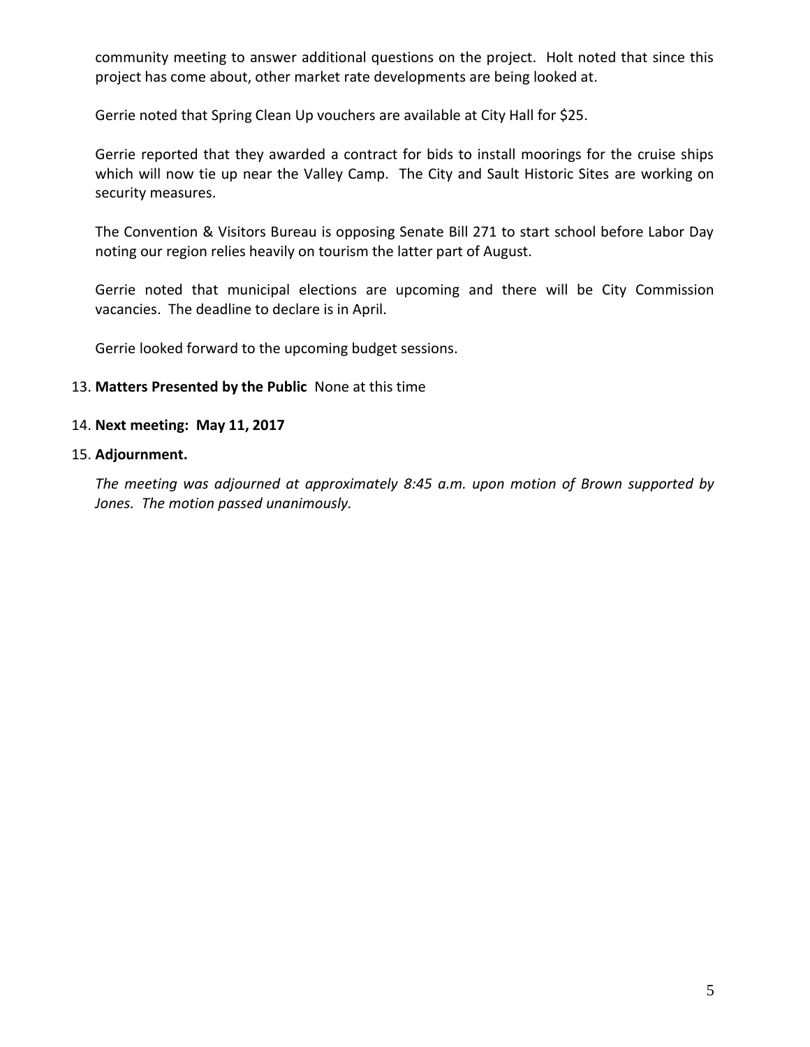community meeting to answer additional questions on the project. Holt noted that since this project has come about, other market rate developments are being looked at.

Gerrie noted that Spring Clean Up vouchers are available at City Hall for $25.

Gerrie reported that they awarded a contract for bids to install moorings for the cruise ships which will now tie up near the Valley Camp. The City and Sault Historic Sites are working on security measures.

The Convention & Visitors Bureau is opposing Senate Bill 271 to start school before Labor Day noting our region relies heavily on tourism the latter part of August.

Gerrie noted that municipal elections are upcoming and there will be City Commission vacancies. The deadline to declare is in April.

Gerrie looked forward to the upcoming budget sessions.

13. **Matters Presented by the Public** None at this time
14. **Next meeting: May 11, 2017**
15. **Adjournment.**

*The meeting was adjourned at approximately 8:45 a.m. upon motion of Brown supported by Jones. The motion passed unanimously.*